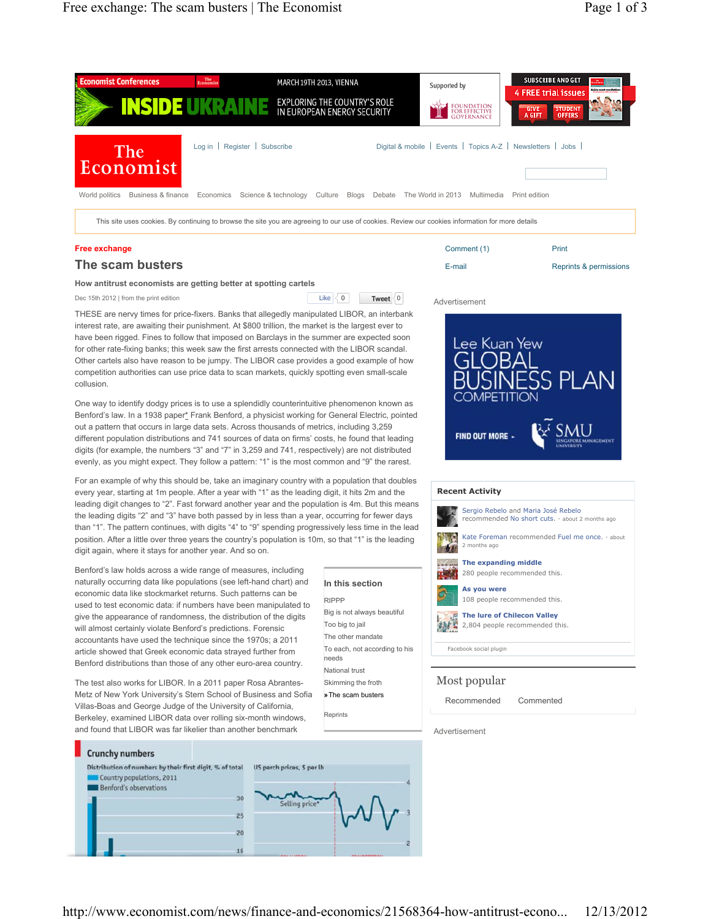Free exchange

# The scam busters

### How antitrust economists are getting better at spotting cartels

Dec 15th 2012 | from the print edition

THESE are nervy times for price-fixers. Banks that allegedly manipulated LIBOR, an interbank interest rate, are awaiting their punishment. At $800 trillion, the market is the largest ever to have been rigged. Fines to follow that imposed on Barclays in the summer are expected soon for other rate-fixing banks; this week saw the first arrests connected with the LIBOR scandal. Other cartels also have reason to be jumpy. The LIBOR case provides a good example of how competition authorities can use price data to scan markets, quickly spotting even small-scale collusion.

One way to identify dodgy prices is to use a splendidly counterintuitive phenomenon known as Benford's law. In a 1938 paper* Frank Benford, a physicist working for General Electric, pointed out a pattern that occurs in large data sets. Across thousands of metrics, including 3,259 different population distributions and 741 sources of data on firms' costs, he found that leading digits (for example, the numbers "3" and "7" in 3,259 and 741, respectively) are not distributed evenly, as you might expect. They follow a pattern: "1" is the most common and "9" the rarest.

For an example of why this should be, take an imaginary country with a population that doubles every year, starting at 1m people. After a year with "1" as the leading digit, it hits 2m and the leading digit changes to "2". Fast forward another year and the population is 4m. But this means the leading digits "2" and "3" have both passed by in less than a year, occurring for fewer days than "1". The pattern continues, with digits "4" to "9" spending progressively less time in the lead position. After a little over three years the country's population is 10m, so that "1" is the leading digit again, where it stays for another year. And so on.

Benford's law holds across a wide range of measures, including naturally occurring data like populations (see left-hand chart) and economic data like stockmarket returns. Such patterns can be used to test economic data: if numbers have been manipulated to give the appearance of randomness, the distribution of the digits will almost certainly violate Benford's predictions. Forensic accountants have used the technique since the 1970s; a 2011 article showed that Greek economic data strayed further from Benford distributions than those of any other euro-area country.

The test also works for LIBOR. In a 2011 paper Rosa Abrantes-Metz of New York University's Stern School of Business and Sofia Villas-Boas and George Judge of the University of California, Berkeley, examined LIBOR data over rolling six-month windows, and found that LIBOR was far likelier than another benchmark

**Crunchy numbers**

Distribution of numbers by their first digit, % of total — Country populations, 2011; Benford's observations

US perch prices, $ per lb — Selling price*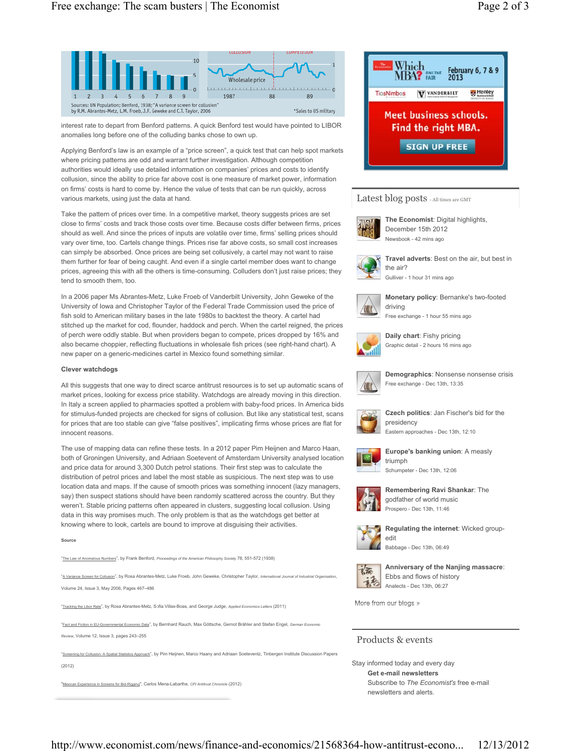COLLUSION
COMPETITION
10
5
0
1 2 3 4 5 6 7 8 9
Wholesale price
1
0
1987 88 89

Sources: UN Population; Benford, 1938; "A variance screen for collusion" by R.M. Abrantes-Metz, L.M. Froeb, J.F. Geweke and C.T. Taylor, 2006

*Sales to US military

interest rate to depart from Benford patterns. A quick Benford test would have pointed to LIBOR anomalies long before one of the colluding banks chose to own up.

Applying Benford's law is an example of a "price screen", a quick test that can help spot markets where pricing patterns are odd and warrant further investigation. Although competition authorities would ideally use detailed information on companies' prices and costs to identify collusion, since the ability to price far above cost is one measure of market power, information on firms' costs is hard to come by. Hence the value of tests that can be run quickly, across various markets, using just the data at hand.

Take the pattern of prices over time. In a competitive market, theory suggests prices are set close to firms' costs and track those costs over time. Because costs differ between firms, prices should as well. And since the prices of inputs are volatile over time, firms' selling prices should vary over time, too. Cartels change things. Prices rise far above costs, so small cost increases can simply be absorbed. Once prices are being set collusively, a cartel may not want to raise them further for fear of being caught. And even if a single cartel member does want to change prices, agreeing this with all the others is time-consuming. Colluders don't just raise prices; they tend to smooth them, too.

In a 2006 paper Ms Abrantes-Metz, Luke Froeb of Vanderbilt University, John Geweke of the University of Iowa and Christopher Taylor of the Federal Trade Commission used the price of fish sold to American military bases in the late 1980s to backtest the theory. A cartel had stitched up the market for cod, flounder, haddock and perch. When the cartel reigned, the prices of perch were oddly stable. But when providers began to compete, prices dropped by 16% and also became choppier, reflecting fluctuations in wholesale fish prices (see right-hand chart). A new paper on a generic-medicines cartel in Mexico found something similar.

**Clever watchdogs**

All this suggests that one way to direct scarce antitrust resources is to set up automatic scans of market prices, looking for excess price stability. Watchdogs are already moving in this direction. In Italy a screen applied to pharmacies spotted a problem with baby-food prices. In America bids for stimulus-funded projects are checked for signs of collusion. But like any statistical test, scans for prices that are too stable can give "false positives", implicating firms whose prices are flat for innocent reasons.

The use of mapping data can refine these tests. In a 2012 paper Pim Heijnen and Marco Haan, both of Groningen University, and Adriaan Soetevent of Amsterdam University analysed location and price data for around 3,300 Dutch petrol stations. Their first step was to calculate the distribution of petrol prices and label the most stable as suspicious. The next step was to use location data and maps. If the cause of smooth prices was something innocent (lazy managers, say) then suspect stations should have been randomly scattered across the country. But they weren't. Stable pricing patterns often appeared in clusters, suggesting local collusion. Using data in this way promises much. The only problem is that as the watchdogs get better at knowing where to look, cartels are bound to improve at disguising their activities.

**Source**

"The Law of Anomalous Numbers", by Frank Benford, *Proceedings of the American Philosophy Society* 78, 551-572 (1938)

"A Variance Screen for Collusion", by Rosa Abrantes-Metz, Luke Froeb, John Geweke, Christopher Taylor, *International Journal of Industrial Organisation*, Volume 24, Issue 3, May 2006, Pages 467–486

"Tracking the Libor Rate", by Rosa Abrantes-Metz, Sofia Villas-Boas, and George Judge, *Applied Economics Letters* (2011)

"Fact and Fiction in EU-Governmental Economic Data", by Bernhard Rauch, Max Göttsche, Gernot Brähler and Stefan Engel, *German Economic Review*, Volume 12, Issue 3, pages 243–255

"Screening for Collusion: A Spatial Statistics Approach", by Pim Heijnen, Marco Haany and Adriaan Soeteventz, Tinbergen Institute Discussion Papers (2012)

"Mexican Experience in Screens for Bid-Rigging", Carlos Mena-Labarthe, *CPI Antitrust Chronicle* (2012)

The Economist Which MBA? Online Fair February 6, 7 & 9 2013

TiosNimbos VANDERBILT Henley

Meet business schools. Find the right MBA.

SIGN UP FREE

## Latest blog posts - All times are GMT

**The Economist**: Digital highlights, December 15th 2012
Newsbook - 42 mins ago

**Travel adverts**: Best on the air, but best in the air?
Gulliver - 1 hour 31 mins ago

**Monetary policy**: Bernanke's two-footed driving
Free exchange - 1 hour 55 mins ago

**Daily chart**: Fishy pricing
Graphic detail - 2 hours 16 mins ago

**Demographics**: Nonsense nonsense crisis
Free exchange - Dec 13th, 13:35

**Czech politics**: Jan Fischer's bid for the presidency
Eastern approaches - Dec 13th, 12:10

**Europe's banking union**: A measly triumph
Schumpeter - Dec 13th, 12:06

**Remembering Ravi Shankar**: The godfather of world music
Prospero - Dec 13th, 11:46

**Regulating the internet**: Wicked group-edit
Babbage - Dec 13th, 06:49

**Anniversary of the Nanjing massacre**: Ebbs and flows of history
Analects - Dec 13th, 06:27

More from our blogs »

## Products & events

Stay informed today and every day

**Get e-mail newsletters**
Subscribe to *The Economist's* free e-mail newsletters and alerts.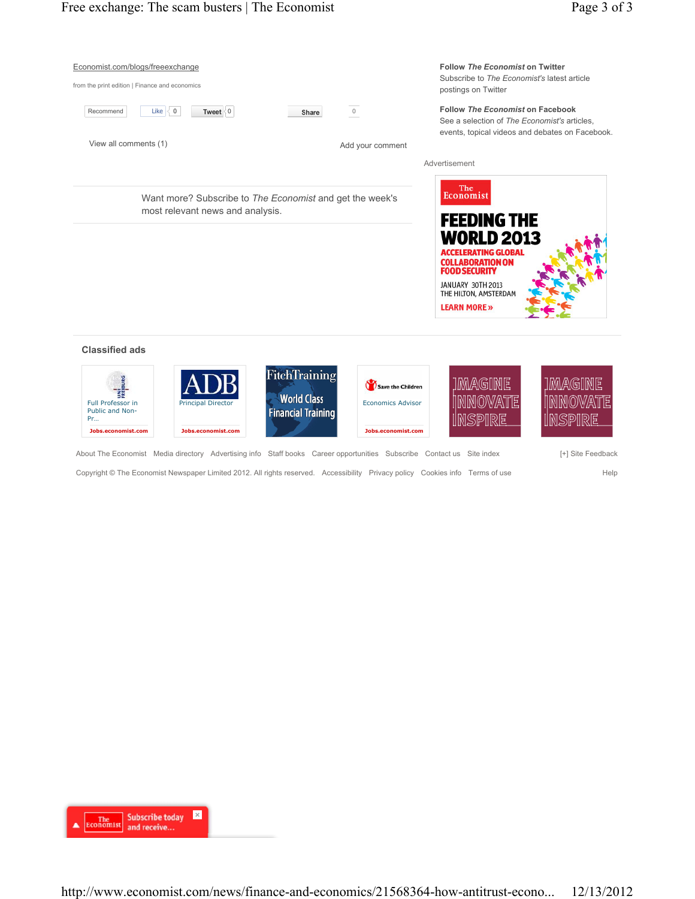Economist.com/blogs/freeexchange

from the print edition | Finance and economics

Recommend | Like 0 | Tweet 0 | Share 0

View all comments (1)

Add your comment

Want more? Subscribe to *The Economist* and get the week's most relevant news and analysis.

**Follow *The Economist* on Twitter**
Subscribe to *The Economist's* latest article postings on Twitter

**Follow *The Economist* on Facebook**
See a selection of *The Economist's* articles, events, topical videos and debates on Facebook.

Advertisement

The Economist

FEEDING THE WORLD 2013

ACCELERATING GLOBAL COLLABORATION ON FOOD SECURITY

JANUARY 30TH 2013
THE HILTON, AMSTERDAM

LEARN MORE »

## Classified ads

- Full Professor in Public and Non-Pr... — Jobs.economist.com
- ADB — Principal Director — Jobs.economist.com
- FitchTraining — World Class Financial Training
- Save the Children — Economics Advisor — Jobs.economist.com
- IMAGINE INNOVATE INSPIRE
- IMAGINE INNOVATE INSPIRE

About The Economist | Media directory | Advertising info | Staff books | Career opportunities | Subscribe | Contact us | Site index | [+] Site Feedback

Copyright © The Economist Newspaper Limited 2012. All rights reserved. | Accessibility | Privacy policy | Cookies info | Terms of use | Help

The Economist — Subscribe today and receive...